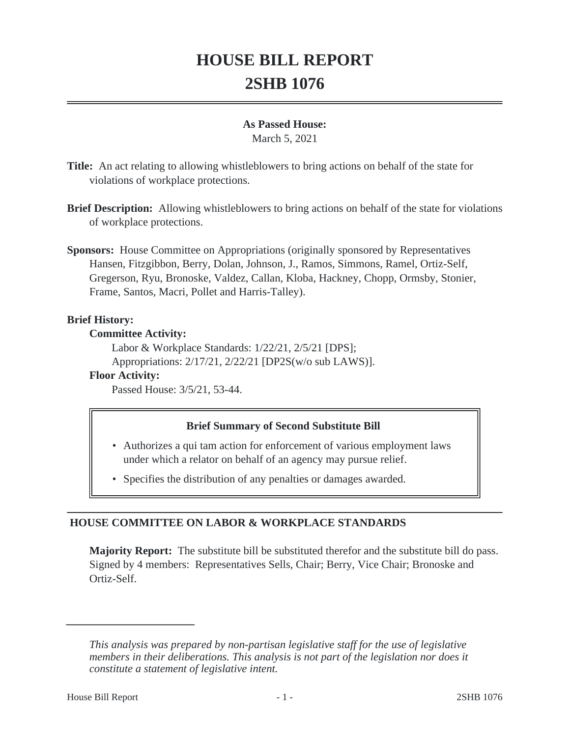# HOUSE BILL REPORT
# 2SHB 1076

**As Passed House:**
March 5, 2021

**Title:** An act relating to allowing whistleblowers to bring actions on behalf of the state for violations of workplace protections.

**Brief Description:** Allowing whistleblowers to bring actions on behalf of the state for violations of workplace protections.

**Sponsors:** House Committee on Appropriations (originally sponsored by Representatives Hansen, Fitzgibbon, Berry, Dolan, Johnson, J., Ramos, Simmons, Ramel, Ortiz-Self, Gregerson, Ryu, Bronoske, Valdez, Callan, Kloba, Hackney, Chopp, Ormsby, Stonier, Frame, Santos, Macri, Pollet and Harris-Talley).

**Brief History:**

**Committee Activity:**

Labor & Workplace Standards: 1/22/21, 2/5/21 [DPS];
Appropriations: 2/17/21, 2/22/21 [DP2S(w/o sub LAWS)].

**Floor Activity:**

Passed House: 3/5/21, 53-44.

**Brief Summary of Second Substitute Bill**

- Authorizes a qui tam action for enforcement of various employment laws under which a relator on behalf of an agency may pursue relief.
- Specifies the distribution of any penalties or damages awarded.

## HOUSE COMMITTEE ON LABOR & WORKPLACE STANDARDS

**Majority Report:** The substitute bill be substituted therefor and the substitute bill do pass. Signed by 4 members: Representatives Sells, Chair; Berry, Vice Chair; Bronoske and Ortiz-Self.

---

*This analysis was prepared by non-partisan legislative staff for the use of legislative members in their deliberations. This analysis is not part of the legislation nor does it constitute a statement of legislative intent.*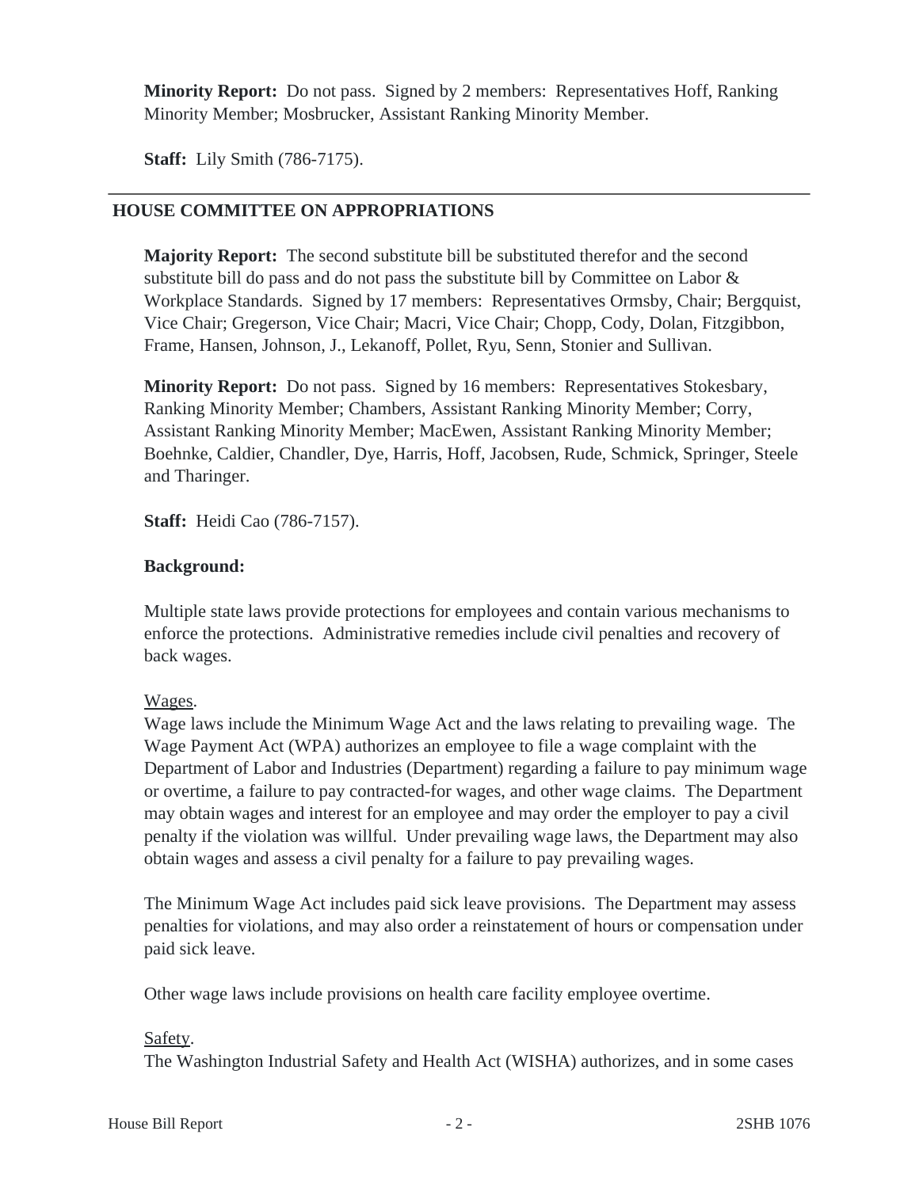**Minority Report:** Do not pass. Signed by 2 members: Representatives Hoff, Ranking Minority Member; Mosbrucker, Assistant Ranking Minority Member.

**Staff:** Lily Smith (786-7175).

---

## HOUSE COMMITTEE ON APPROPRIATIONS

**Majority Report:** The second substitute bill be substituted therefor and the second substitute bill do pass and do not pass the substitute bill by Committee on Labor & Workplace Standards. Signed by 17 members: Representatives Ormsby, Chair; Bergquist, Vice Chair; Gregerson, Vice Chair; Macri, Vice Chair; Chopp, Cody, Dolan, Fitzgibbon, Frame, Hansen, Johnson, J., Lekanoff, Pollet, Ryu, Senn, Stonier and Sullivan.

**Minority Report:** Do not pass. Signed by 16 members: Representatives Stokesbary, Ranking Minority Member; Chambers, Assistant Ranking Minority Member; Corry, Assistant Ranking Minority Member; MacEwen, Assistant Ranking Minority Member; Boehnke, Caldier, Chandler, Dye, Harris, Hoff, Jacobsen, Rude, Schmick, Springer, Steele and Tharinger.

**Staff:** Heidi Cao (786-7157).

**Background:**

Multiple state laws provide protections for employees and contain various mechanisms to enforce the protections. Administrative remedies include civil penalties and recovery of back wages.

Wages.

Wage laws include the Minimum Wage Act and the laws relating to prevailing wage. The Wage Payment Act (WPA) authorizes an employee to file a wage complaint with the Department of Labor and Industries (Department) regarding a failure to pay minimum wage or overtime, a failure to pay contracted-for wages, and other wage claims. The Department may obtain wages and interest for an employee and may order the employer to pay a civil penalty if the violation was willful. Under prevailing wage laws, the Department may also obtain wages and assess a civil penalty for a failure to pay prevailing wages.

The Minimum Wage Act includes paid sick leave provisions. The Department may assess penalties for violations, and may also order a reinstatement of hours or compensation under paid sick leave.

Other wage laws include provisions on health care facility employee overtime.

Safety.

The Washington Industrial Safety and Health Act (WISHA) authorizes, and in some cases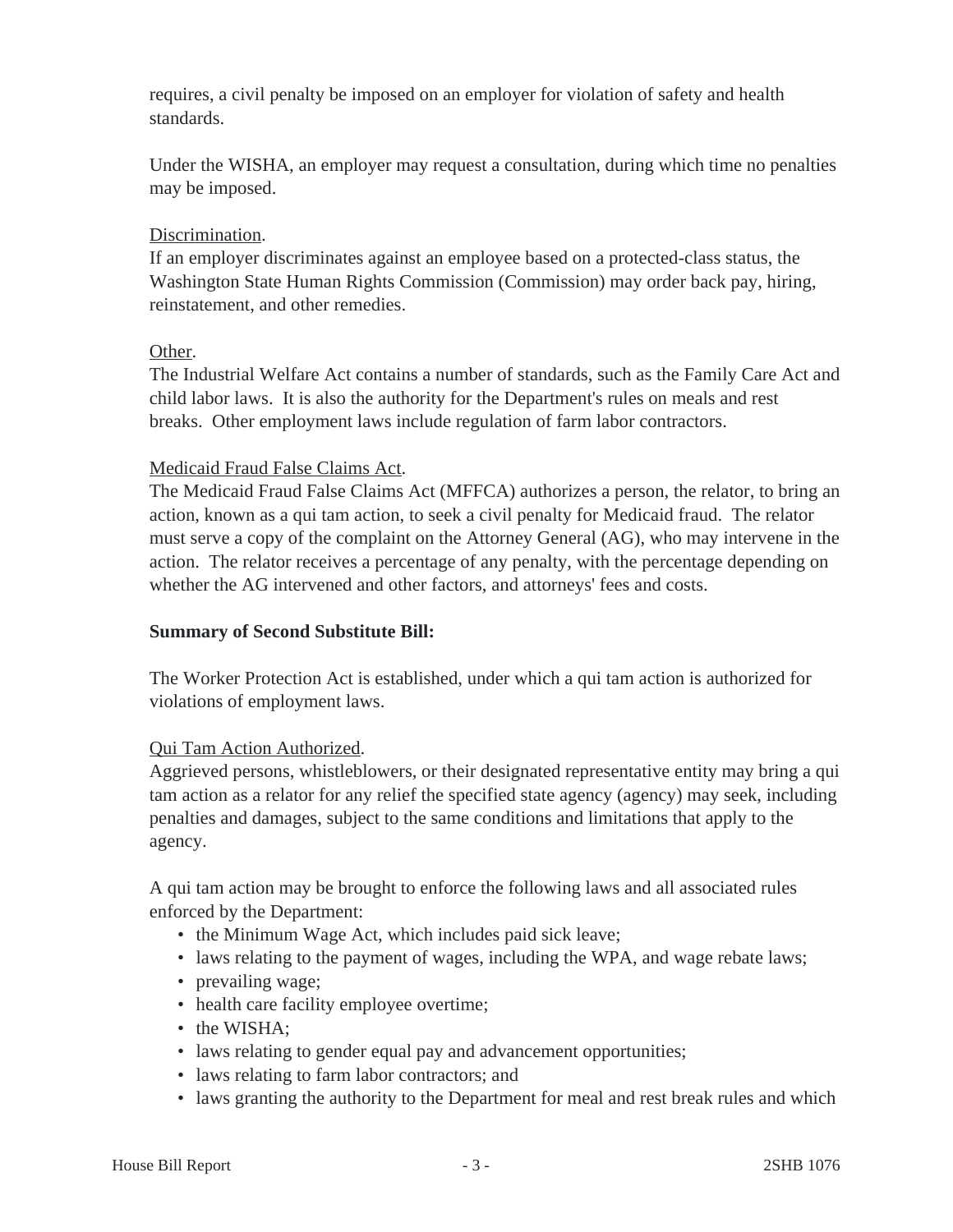requires, a civil penalty be imposed on an employer for violation of safety and health standards.

Under the WISHA, an employer may request a consultation, during which time no penalties may be imposed.

Discrimination.

If an employer discriminates against an employee based on a protected-class status, the Washington State Human Rights Commission (Commission) may order back pay, hiring, reinstatement, and other remedies.

Other.

The Industrial Welfare Act contains a number of standards, such as the Family Care Act and child labor laws. It is also the authority for the Department's rules on meals and rest breaks. Other employment laws include regulation of farm labor contractors.

Medicaid Fraud False Claims Act.

The Medicaid Fraud False Claims Act (MFFCA) authorizes a person, the relator, to bring an action, known as a qui tam action, to seek a civil penalty for Medicaid fraud. The relator must serve a copy of the complaint on the Attorney General (AG), who may intervene in the action. The relator receives a percentage of any penalty, with the percentage depending on whether the AG intervened and other factors, and attorneys' fees and costs.

**Summary of Second Substitute Bill:**

The Worker Protection Act is established, under which a qui tam action is authorized for violations of employment laws.

Qui Tam Action Authorized.

Aggrieved persons, whistleblowers, or their designated representative entity may bring a qui tam action as a relator for any relief the specified state agency (agency) may seek, including penalties and damages, subject to the same conditions and limitations that apply to the agency.

A qui tam action may be brought to enforce the following laws and all associated rules enforced by the Department:

- the Minimum Wage Act, which includes paid sick leave;
- laws relating to the payment of wages, including the WPA, and wage rebate laws;
- prevailing wage;
- health care facility employee overtime;
- the WISHA;
- laws relating to gender equal pay and advancement opportunities;
- laws relating to farm labor contractors; and
- laws granting the authority to the Department for meal and rest break rules and which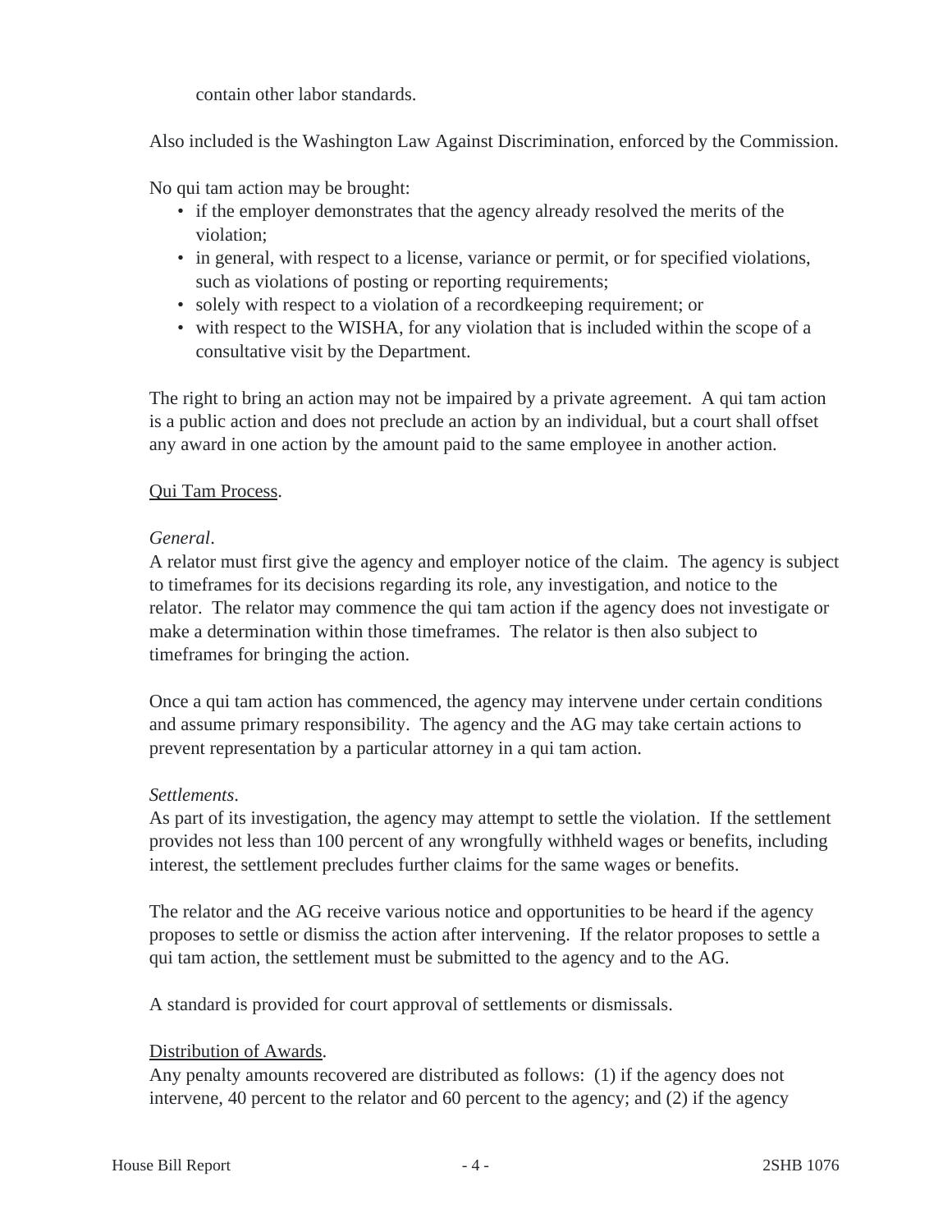contain other labor standards.

Also included is the Washington Law Against Discrimination, enforced by the Commission.

No qui tam action may be brought:

- if the employer demonstrates that the agency already resolved the merits of the violation;
- in general, with respect to a license, variance or permit, or for specified violations, such as violations of posting or reporting requirements;
- solely with respect to a violation of a recordkeeping requirement; or
- with respect to the WISHA, for any violation that is included within the scope of a consultative visit by the Department.

The right to bring an action may not be impaired by a private agreement. A qui tam action is a public action and does not preclude an action by an individual, but a court shall offset any award in one action by the amount paid to the same employee in another action.

Qui Tam Process.

*General*.

A relator must first give the agency and employer notice of the claim. The agency is subject to timeframes for its decisions regarding its role, any investigation, and notice to the relator. The relator may commence the qui tam action if the agency does not investigate or make a determination within those timeframes. The relator is then also subject to timeframes for bringing the action.

Once a qui tam action has commenced, the agency may intervene under certain conditions and assume primary responsibility. The agency and the AG may take certain actions to prevent representation by a particular attorney in a qui tam action.

*Settlements*.

As part of its investigation, the agency may attempt to settle the violation. If the settlement provides not less than 100 percent of any wrongfully withheld wages or benefits, including interest, the settlement precludes further claims for the same wages or benefits.

The relator and the AG receive various notice and opportunities to be heard if the agency proposes to settle or dismiss the action after intervening. If the relator proposes to settle a qui tam action, the settlement must be submitted to the agency and to the AG.

A standard is provided for court approval of settlements or dismissals.

Distribution of Awards.

Any penalty amounts recovered are distributed as follows: (1) if the agency does not intervene, 40 percent to the relator and 60 percent to the agency; and (2) if the agency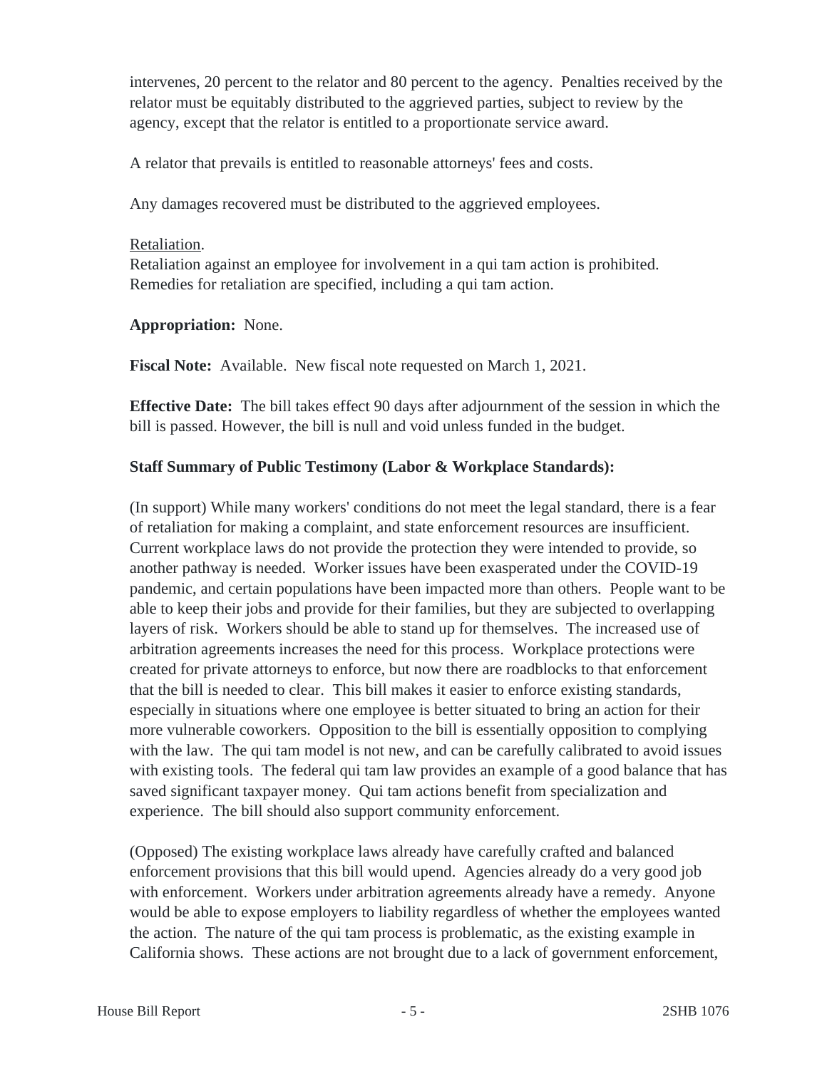intervenes, 20 percent to the relator and 80 percent to the agency. Penalties received by the relator must be equitably distributed to the aggrieved parties, subject to review by the agency, except that the relator is entitled to a proportionate service award.

A relator that prevails is entitled to reasonable attorneys' fees and costs.

Any damages recovered must be distributed to the aggrieved employees.

Retaliation.

Retaliation against an employee for involvement in a qui tam action is prohibited. Remedies for retaliation are specified, including a qui tam action.

**Appropriation:** None.

**Fiscal Note:** Available. New fiscal note requested on March 1, 2021.

**Effective Date:** The bill takes effect 90 days after adjournment of the session in which the bill is passed. However, the bill is null and void unless funded in the budget.

**Staff Summary of Public Testimony (Labor & Workplace Standards):**

(In support) While many workers' conditions do not meet the legal standard, there is a fear of retaliation for making a complaint, and state enforcement resources are insufficient. Current workplace laws do not provide the protection they were intended to provide, so another pathway is needed. Worker issues have been exasperated under the COVID-19 pandemic, and certain populations have been impacted more than others. People want to be able to keep their jobs and provide for their families, but they are subjected to overlapping layers of risk. Workers should be able to stand up for themselves. The increased use of arbitration agreements increases the need for this process. Workplace protections were created for private attorneys to enforce, but now there are roadblocks to that enforcement that the bill is needed to clear. This bill makes it easier to enforce existing standards, especially in situations where one employee is better situated to bring an action for their more vulnerable coworkers. Opposition to the bill is essentially opposition to complying with the law. The qui tam model is not new, and can be carefully calibrated to avoid issues with existing tools. The federal qui tam law provides an example of a good balance that has saved significant taxpayer money. Qui tam actions benefit from specialization and experience. The bill should also support community enforcement.

(Opposed) The existing workplace laws already have carefully crafted and balanced enforcement provisions that this bill would upend. Agencies already do a very good job with enforcement. Workers under arbitration agreements already have a remedy. Anyone would be able to expose employers to liability regardless of whether the employees wanted the action. The nature of the qui tam process is problematic, as the existing example in California shows. These actions are not brought due to a lack of government enforcement,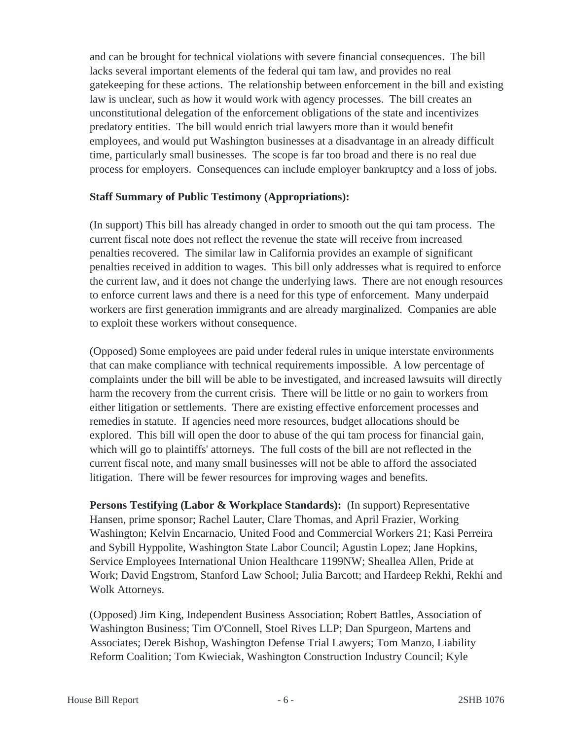and can be brought for technical violations with severe financial consequences. The bill lacks several important elements of the federal qui tam law, and provides no real gatekeeping for these actions. The relationship between enforcement in the bill and existing law is unclear, such as how it would work with agency processes. The bill creates an unconstitutional delegation of the enforcement obligations of the state and incentivizes predatory entities. The bill would enrich trial lawyers more than it would benefit employees, and would put Washington businesses at a disadvantage in an already difficult time, particularly small businesses. The scope is far too broad and there is no real due process for employers. Consequences can include employer bankruptcy and a loss of jobs.

**Staff Summary of Public Testimony (Appropriations):**

(In support) This bill has already changed in order to smooth out the qui tam process. The current fiscal note does not reflect the revenue the state will receive from increased penalties recovered. The similar law in California provides an example of significant penalties received in addition to wages. This bill only addresses what is required to enforce the current law, and it does not change the underlying laws. There are not enough resources to enforce current laws and there is a need for this type of enforcement. Many underpaid workers are first generation immigrants and are already marginalized. Companies are able to exploit these workers without consequence.

(Opposed) Some employees are paid under federal rules in unique interstate environments that can make compliance with technical requirements impossible. A low percentage of complaints under the bill will be able to be investigated, and increased lawsuits will directly harm the recovery from the current crisis. There will be little or no gain to workers from either litigation or settlements. There are existing effective enforcement processes and remedies in statute. If agencies need more resources, budget allocations should be explored. This bill will open the door to abuse of the qui tam process for financial gain, which will go to plaintiffs' attorneys. The full costs of the bill are not reflected in the current fiscal note, and many small businesses will not be able to afford the associated litigation. There will be fewer resources for improving wages and benefits.

**Persons Testifying (Labor & Workplace Standards):** (In support) Representative Hansen, prime sponsor; Rachel Lauter, Clare Thomas, and April Frazier, Working Washington; Kelvin Encarnacio, United Food and Commercial Workers 21; Kasi Perreira and Sybill Hyppolite, Washington State Labor Council; Agustin Lopez; Jane Hopkins, Service Employees International Union Healthcare 1199NW; Sheallea Allen, Pride at Work; David Engstrom, Stanford Law School; Julia Barcott; and Hardeep Rekhi, Rekhi and Wolk Attorneys.

(Opposed) Jim King, Independent Business Association; Robert Battles, Association of Washington Business; Tim O'Connell, Stoel Rives LLP; Dan Spurgeon, Martens and Associates; Derek Bishop, Washington Defense Trial Lawyers; Tom Manzo, Liability Reform Coalition; Tom Kwieciak, Washington Construction Industry Council; Kyle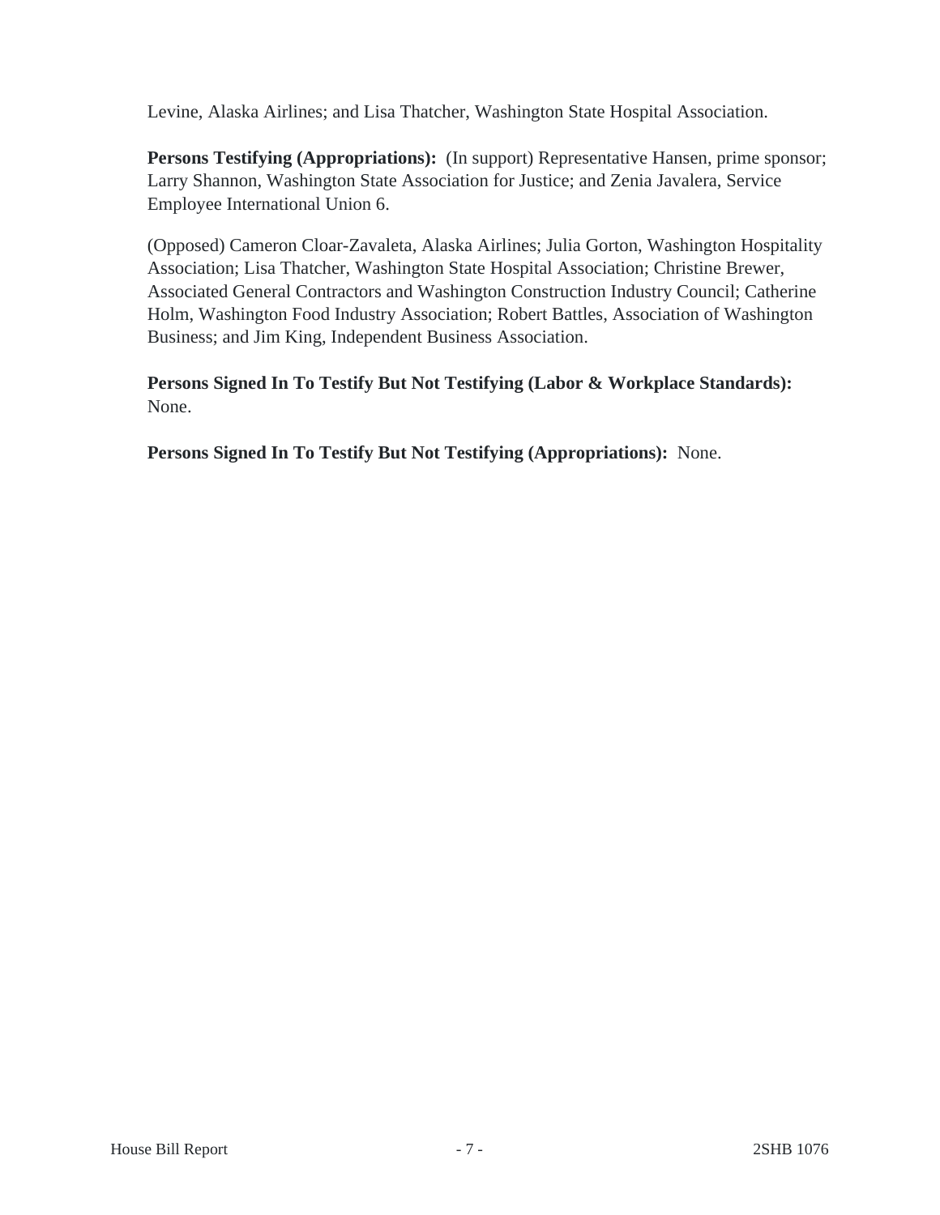Levine, Alaska Airlines; and Lisa Thatcher, Washington State Hospital Association.

**Persons Testifying (Appropriations):** (In support) Representative Hansen, prime sponsor; Larry Shannon, Washington State Association for Justice; and Zenia Javalera, Service Employee International Union 6.

(Opposed) Cameron Cloar-Zavaleta, Alaska Airlines; Julia Gorton, Washington Hospitality Association; Lisa Thatcher, Washington State Hospital Association; Christine Brewer, Associated General Contractors and Washington Construction Industry Council; Catherine Holm, Washington Food Industry Association; Robert Battles, Association of Washington Business; and Jim King, Independent Business Association.

**Persons Signed In To Testify But Not Testifying (Labor & Workplace Standards):** None.

**Persons Signed In To Testify But Not Testifying (Appropriations):** None.